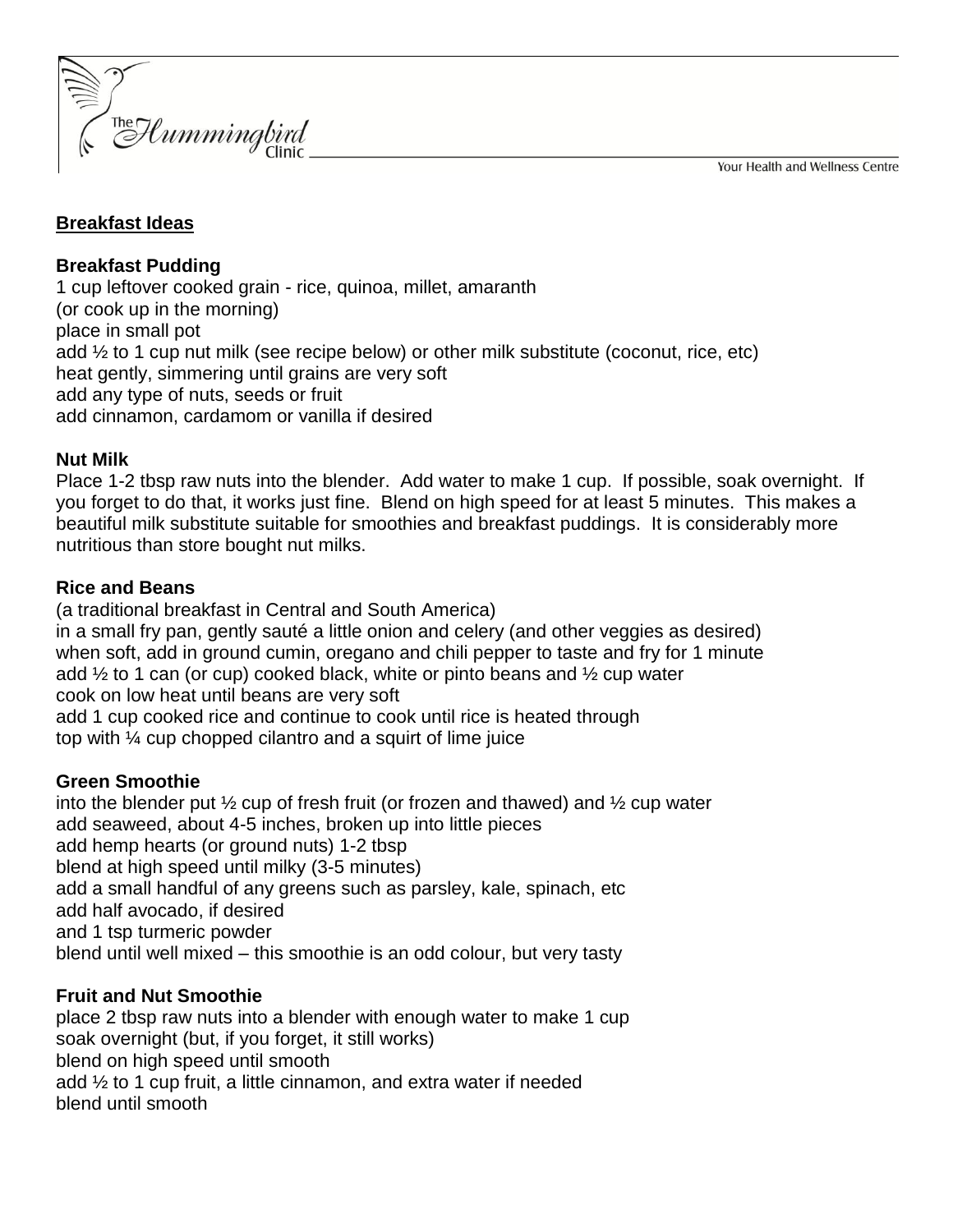## Breakfast Ideas

**Breakfast Pudding**

1 cup leftover cooked grain - rice, quinoa, millet, amaranth
(or cook up in the morning)
place in small pot
add ½ to 1 cup nut milk (see recipe below) or other milk substitute (coconut, rice, etc)
heat gently, simmering until grains are very soft
add any type of nuts, seeds or fruit
add cinnamon, cardamom or vanilla if desired

**Nut Milk**

Place 1-2 tbsp raw nuts into the blender. Add water to make 1 cup. If possible, soak overnight. If you forget to do that, it works just fine. Blend on high speed for at least 5 minutes. This makes a beautiful milk substitute suitable for smoothies and breakfast puddings. It is considerably more nutritious than store bought nut milks.

**Rice and Beans**

(a traditional breakfast in Central and South America)
in a small fry pan, gently sauté a little onion and celery (and other veggies as desired)
when soft, add in ground cumin, oregano and chili pepper to taste and fry for 1 minute
add ½ to 1 can (or cup) cooked black, white or pinto beans and ½ cup water
cook on low heat until beans are very soft
add 1 cup cooked rice and continue to cook until rice is heated through
top with ¼ cup chopped cilantro and a squirt of lime juice

**Green Smoothie**

into the blender put ½ cup of fresh fruit (or frozen and thawed) and ½ cup water
add seaweed, about 4-5 inches, broken up into little pieces
add hemp hearts (or ground nuts) 1-2 tbsp
blend at high speed until milky (3-5 minutes)
add a small handful of any greens such as parsley, kale, spinach, etc
add half avocado, if desired
and 1 tsp turmeric powder
blend until well mixed – this smoothie is an odd colour, but very tasty

**Fruit and Nut Smoothie**

place 2 tbsp raw nuts into a blender with enough water to make 1 cup
soak overnight (but, if you forget, it still works)
blend on high speed until smooth
add ½ to 1 cup fruit, a little cinnamon, and extra water if needed
blend until smooth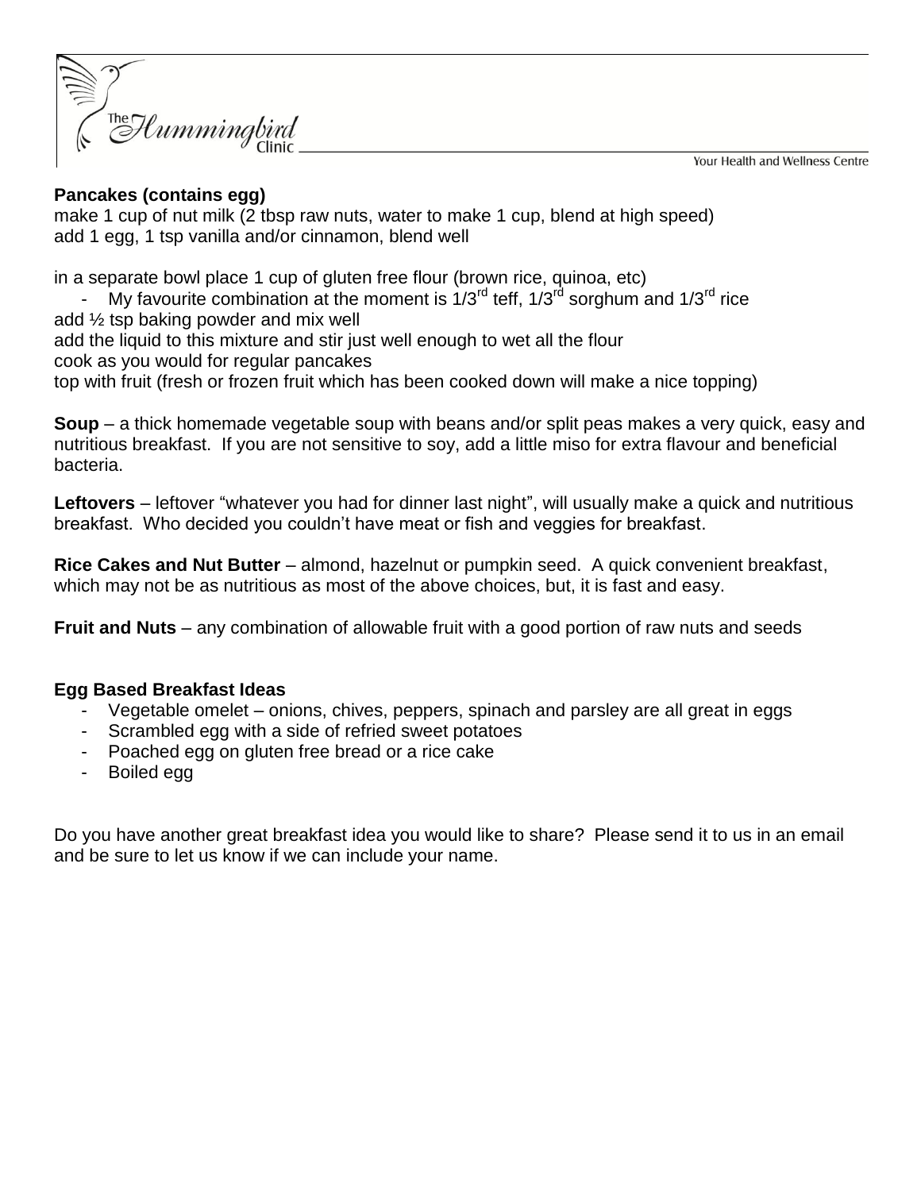**Pancakes (contains egg)**
make 1 cup of nut milk (2 tbsp raw nuts, water to make 1 cup, blend at high speed)
add 1 egg, 1 tsp vanilla and/or cinnamon, blend well

in a separate bowl place 1 cup of gluten free flour (brown rice, quinoa, etc)

- My favourite combination at the moment is 1/3rd teff, 1/3rd sorghum and 1/3rd rice

add ½ tsp baking powder and mix well
add the liquid to this mixture and stir just well enough to wet all the flour
cook as you would for regular pancakes
top with fruit (fresh or frozen fruit which has been cooked down will make a nice topping)

**Soup** – a thick homemade vegetable soup with beans and/or split peas makes a very quick, easy and nutritious breakfast. If you are not sensitive to soy, add a little miso for extra flavour and beneficial bacteria.

**Leftovers** – leftover "whatever you had for dinner last night", will usually make a quick and nutritious breakfast. Who decided you couldn't have meat or fish and veggies for breakfast.

**Rice Cakes and Nut Butter** – almond, hazelnut or pumpkin seed. A quick convenient breakfast, which may not be as nutritious as most of the above choices, but, it is fast and easy.

**Fruit and Nuts** – any combination of allowable fruit with a good portion of raw nuts and seeds

**Egg Based Breakfast Ideas**

- Vegetable omelet – onions, chives, peppers, spinach and parsley are all great in eggs
- Scrambled egg with a side of refried sweet potatoes
- Poached egg on gluten free bread or a rice cake
- Boiled egg

Do you have another great breakfast idea you would like to share? Please send it to us in an email and be sure to let us know if we can include your name.